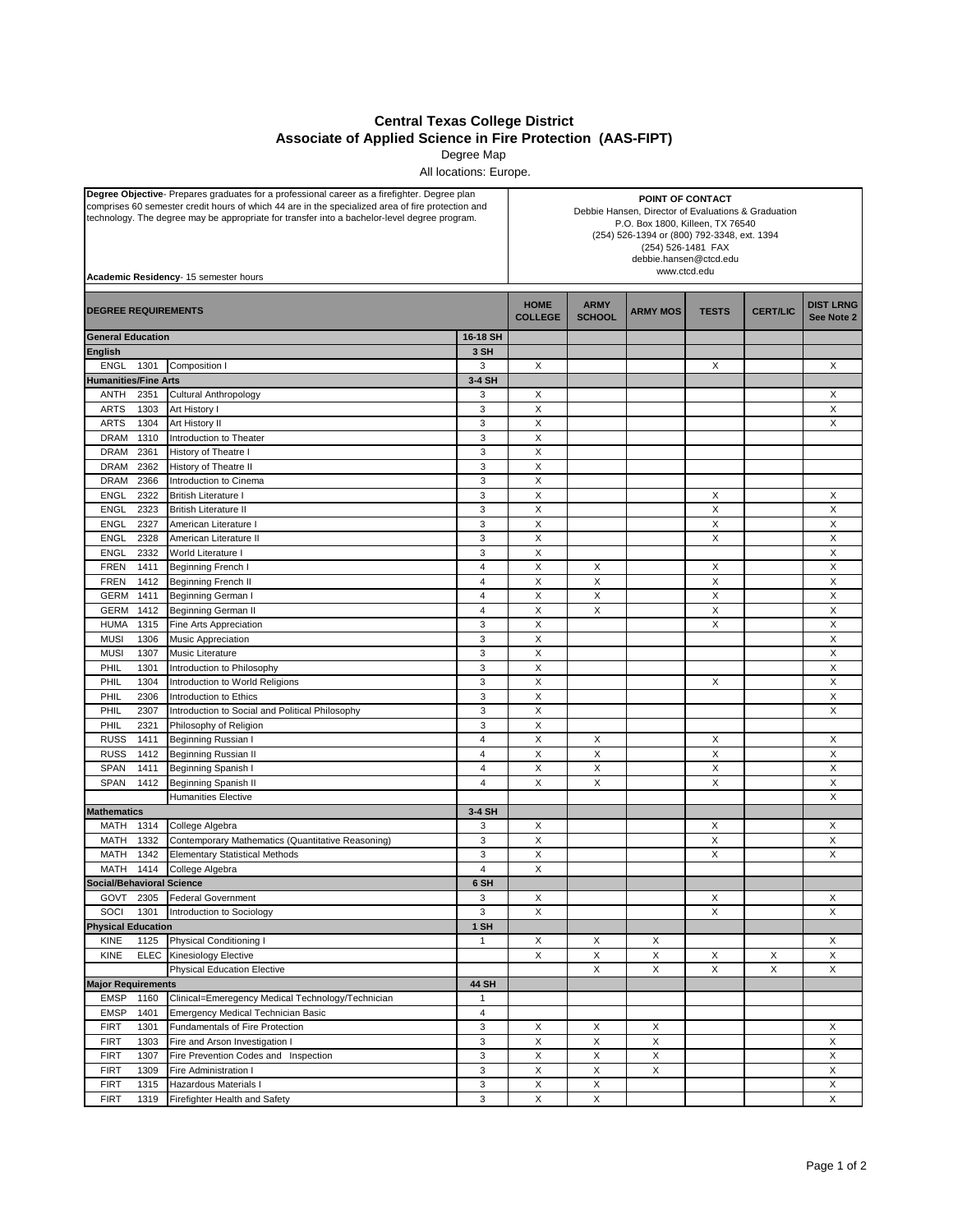# Central Texas College District

## Associate of Applied Science in Fire Protection (AAS-FIPT)

Degree Map

All locations: Europe.

**Degree Objective**- Prepares graduates for a professional career as a firefighter. Degree plan comprises 60 semester credit hours of which 44 are in the specialized area of fire protection and technology. The degree may be appropriate for transfer into a bachelor-level degree program.

**Academic Residency**- 15 semester hours

**POINT OF CONTACT**
Debbie Hansen, Director of Evaluations & Graduation
P.O. Box 1800, Killeen, TX 76540
(254) 526-1394 or (800) 792-3348, ext. 1394
(254) 526-1481 FAX
debbie.hansen@ctcd.edu
www.ctcd.edu

| DEGREE REQUIREMENTS | | | | HOME COLLEGE | ARMY SCHOOL | ARMY MOS | TESTS | CERT/LIC | DIST LRNG See Note 2 |
|---|---|---|---|---|---|---|---|---|---|
| **General Education** | | | **16-18 SH** | | | | | | |
| **English** | | | **3 SH** | | | | | | |
| ENGL | 1301 | Composition I | 3 | X | | | X | | X |
| **Humanities/Fine Arts** | | | **3-4 SH** | | | | | | |
| ANTH | 2351 | Cultural Anthropology | 3 | X | | | | | X |
| ARTS | 1303 | Art History I | 3 | X | | | | | X |
| ARTS | 1304 | Art History II | 3 | X | | | | | X |
| DRAM | 1310 | Introduction to Theater | 3 | X | | | | | |
| DRAM | 2361 | History of Theatre I | 3 | X | | | | | |
| DRAM | 2362 | History of Theatre II | 3 | X | | | | | |
| DRAM | 2366 | Introduction to Cinema | 3 | X | | | | | |
| ENGL | 2322 | British Literature I | 3 | X | | | X | | X |
| ENGL | 2323 | British Literature II | 3 | X | | | X | | X |
| ENGL | 2327 | American Literature I | 3 | X | | | X | | X |
| ENGL | 2328 | American Literature II | 3 | X | | | X | | X |
| ENGL | 2332 | World Literature I | 3 | X | | | | | X |
| FREN | 1411 | Beginning French I | 4 | X | X | | X | | X |
| FREN | 1412 | Beginning French II | 4 | X | X | | X | | X |
| GERM | 1411 | Beginning German I | 4 | X | X | | X | | X |
| GERM | 1412 | Beginning German II | 4 | X | X | | X | | X |
| HUMA | 1315 | Fine Arts Appreciation | 3 | X | | | X | | X |
| MUSI | 1306 | Music Appreciation | 3 | X | | | | | X |
| MUSI | 1307 | Music Literature | 3 | X | | | | | X |
| PHIL | 1301 | Introduction to Philosophy | 3 | X | | | | | X |
| PHIL | 1304 | Introduction to World Religions | 3 | X | | | X | | X |
| PHIL | 2306 | Introduction to Ethics | 3 | X | | | | | X |
| PHIL | 2307 | Introduction to Social and Political Philosophy | 3 | X | | | | | X |
| PHIL | 2321 | Philosophy of Religion | 3 | X | | | | | |
| RUSS | 1411 | Beginning Russian I | 4 | X | X | | X | | X |
| RUSS | 1412 | Beginning Russian II | 4 | X | X | | X | | X |
| SPAN | 1411 | Beginning Spanish I | 4 | X | X | | X | | X |
| SPAN | 1412 | Beginning Spanish II | 4 | X | X | | X | | X |
| | | Humanities Elective | | | | | | | X |
| **Mathematics** | | | **3-4 SH** | | | | | | |
| MATH | 1314 | College Algebra | 3 | X | | | X | | X |
| MATH | 1332 | Contemporary Mathematics (Quantitative Reasoning) | 3 | X | | | X | | X |
| MATH | 1342 | Elementary Statistical Methods | 3 | X | | | X | | X |
| MATH | 1414 | College Algebra | 4 | X | | | | | |
| **Social/Behavioral Science** | | | **6 SH** | | | | | | |
| GOVT | 2305 | Federal Government | 3 | X | | | X | | X |
| SOCI | 1301 | Introduction to Sociology | 3 | X | | | X | | X |
| **Physical Education** | | | **1 SH** | | | | | | |
| KINE | 1125 | Physical Conditioning I | 1 | X | X | X | | | X |
| KINE | ELEC | Kinesiology Elective | | X | X | X | X | X | X |
| | | Physical Education Elective | | | X | X | X | X | X |
| **Major Requirements** | | | **44 SH** | | | | | | |
| EMSP | 1160 | Clinical=Emeregency Medical Technology/Technician | 1 | | | | | | |
| EMSP | 1401 | Emergency Medical Technician Basic | 4 | | | | | | |
| FIRT | 1301 | Fundamentals of Fire Protection | 3 | X | X | X | | | X |
| FIRT | 1303 | Fire and Arson Investigation I | 3 | X | X | X | | | X |
| FIRT | 1307 | Fire Prevention Codes and Inspection | 3 | X | X | X | | | X |
| FIRT | 1309 | Fire Administration I | 3 | X | X | X | | | X |
| FIRT | 1315 | Hazardous Materials I | 3 | X | X | | | | X |
| FIRT | 1319 | Firefighter Health and Safety | 3 | X | X | | | | X |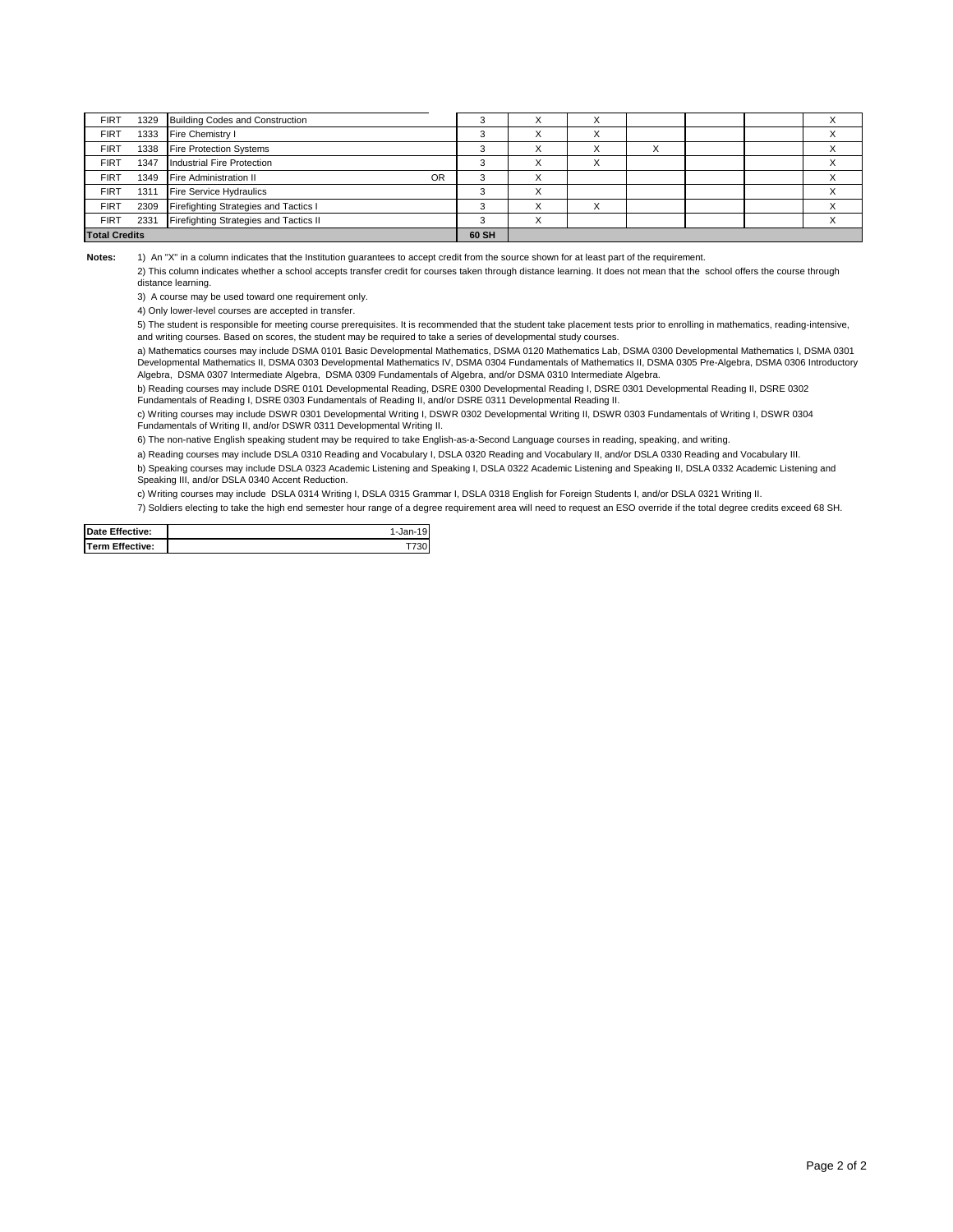| | | | | | | | | | | | |
|---|---|---|---|---|---|---|---|---|---|---|---|
| FIRT | 1329 | Building Codes and Construction | | 3 | X | X | | | | X |
| FIRT | 1333 | Fire Chemistry I | | 3 | X | X | | | | X |
| FIRT | 1338 | Fire Protection Systems | | 3 | X | X | X | | | X |
| FIRT | 1347 | Industrial Fire Protection | | 3 | X | X | | | | X |
| FIRT | 1349 | Fire Administration II | OR | 3 | X | | | | | X |
| FIRT | 1311 | Fire Service Hydraulics | | 3 | X | | | | | X |
| FIRT | 2309 | Firefighting Strategies and Tactics I | | 3 | X | X | | | | X |
| FIRT | 2331 | Firefighting Strategies and Tactics II | | 3 | X | | | | | X |
| **Total Credits** | | | | **60 SH** | | | | | | |

**Notes:**

1) An "X" in a column indicates that the Institution guarantees to accept credit from the source shown for at least part of the requirement.

2) This column indicates whether a school accepts transfer credit for courses taken through distance learning. It does not mean that the school offers the course through distance learning.

3) A course may be used toward one requirement only.

4) Only lower-level courses are accepted in transfer.

5) The student is responsible for meeting course prerequisites. It is recommended that the student take placement tests prior to enrolling in mathematics, reading-intensive, and writing courses. Based on scores, the student may be required to take a series of developmental study courses.

a) Mathematics courses may include DSMA 0101 Basic Developmental Mathematics, DSMA 0120 Mathematics Lab, DSMA 0300 Developmental Mathematics I, DSMA 0301 Developmental Mathematics II, DSMA 0303 Developmental Mathematics IV, DSMA 0304 Fundamentals of Mathematics II, DSMA 0305 Pre-Algebra, DSMA 0306 Introductory Algebra, DSMA 0307 Intermediate Algebra, DSMA 0309 Fundamentals of Algebra, and/or DSMA 0310 Intermediate Algebra.

b) Reading courses may include DSRE 0101 Developmental Reading, DSRE 0300 Developmental Reading I, DSRE 0301 Developmental Reading II, DSRE 0302 Fundamentals of Reading I, DSRE 0303 Fundamentals of Reading II, and/or DSRE 0311 Developmental Reading II.

c) Writing courses may include DSWR 0301 Developmental Writing I, DSWR 0302 Developmental Writing II, DSWR 0303 Fundamentals of Writing I, DSWR 0304 Fundamentals of Writing II, and/or DSWR 0311 Developmental Writing II.

6) The non-native English speaking student may be required to take English-as-a-Second Language courses in reading, speaking, and writing.

a) Reading courses may include DSLA 0310 Reading and Vocabulary I, DSLA 0320 Reading and Vocabulary II, and/or DSLA 0330 Reading and Vocabulary III.

b) Speaking courses may include DSLA 0323 Academic Listening and Speaking I, DSLA 0322 Academic Listening and Speaking II, DSLA 0332 Academic Listening and Speaking III, and/or DSLA 0340 Accent Reduction.

c) Writing courses may include DSLA 0314 Writing I, DSLA 0315 Grammar I, DSLA 0318 English for Foreign Students I, and/or DSLA 0321 Writing II.

7) Soldiers electing to take the high end semester hour range of a degree requirement area will need to request an ESO override if the total degree credits exceed 68 SH.

| | |
|---|---|
| **Date Effective:** | 1-Jan-19 |
| **Term Effective:** | T730 |